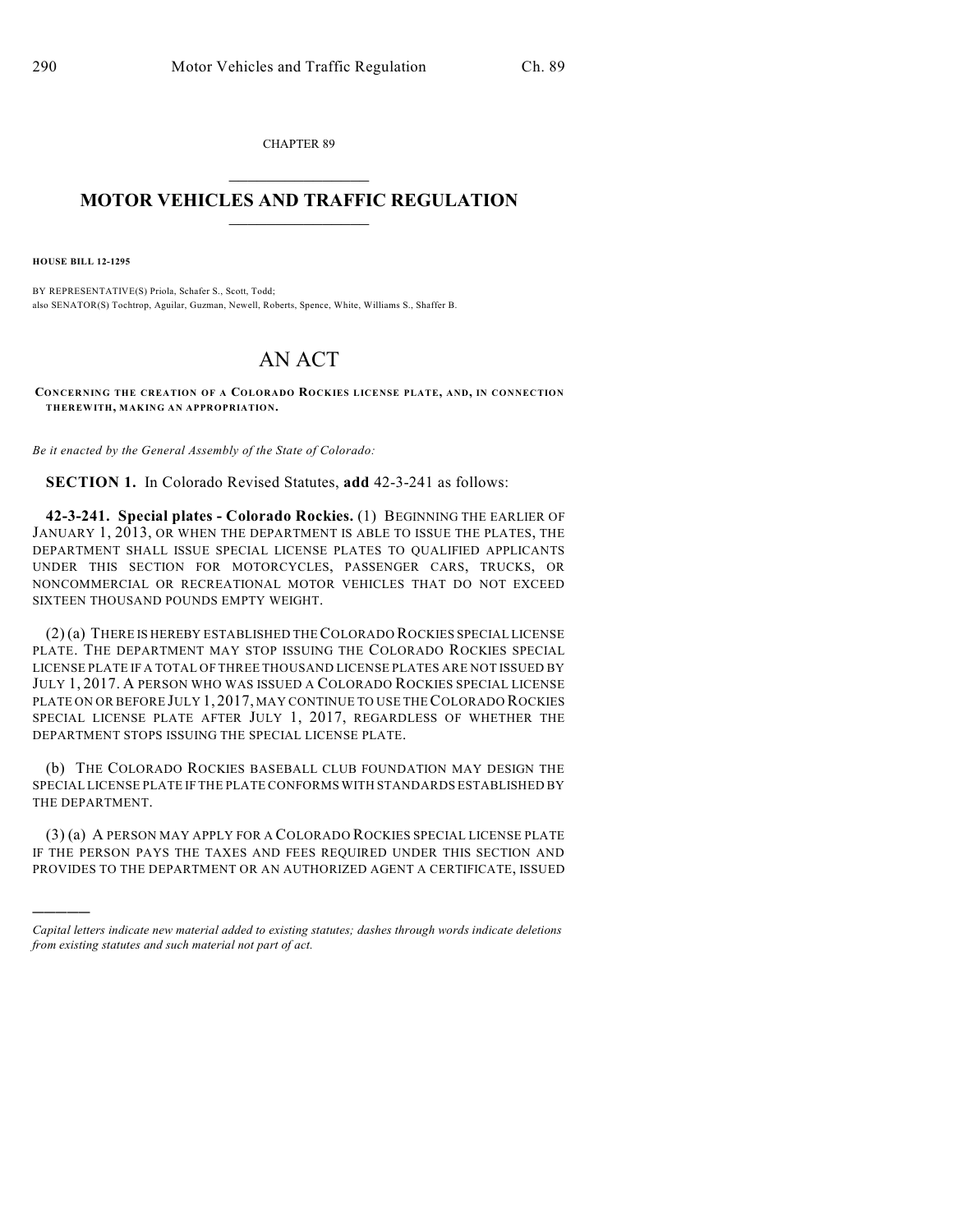CHAPTER 89

# MOTOR VEHICLES AND TRAFFIC REGULATION

**HOUSE BILL 12-1295**

BY REPRESENTATIVE(S) Priola, Schafer S., Scott, Todd;
also SENATOR(S) Tochtrop, Aguilar, Guzman, Newell, Roberts, Spence, White, Williams S., Shaffer B.

# AN ACT

**CONCERNING THE CREATION OF A COLORADO ROCKIES LICENSE PLATE, AND, IN CONNECTION THEREWITH, MAKING AN APPROPRIATION.**

*Be it enacted by the General Assembly of the State of Colorado:*

**SECTION 1.** In Colorado Revised Statutes, **add** 42-3-241 as follows:

**42-3-241. Special plates - Colorado Rockies.** (1) BEGINNING THE EARLIER OF JANUARY 1, 2013, OR WHEN THE DEPARTMENT IS ABLE TO ISSUE THE PLATES, THE DEPARTMENT SHALL ISSUE SPECIAL LICENSE PLATES TO QUALIFIED APPLICANTS UNDER THIS SECTION FOR MOTORCYCLES, PASSENGER CARS, TRUCKS, OR NONCOMMERCIAL OR RECREATIONAL MOTOR VEHICLES THAT DO NOT EXCEED SIXTEEN THOUSAND POUNDS EMPTY WEIGHT.

(2) (a) THERE IS HEREBY ESTABLISHED THE COLORADO ROCKIES SPECIAL LICENSE PLATE. THE DEPARTMENT MAY STOP ISSUING THE COLORADO ROCKIES SPECIAL LICENSE PLATE IF A TOTAL OF THREE THOUSAND LICENSE PLATES ARE NOT ISSUED BY JULY 1, 2017. A PERSON WHO WAS ISSUED A COLORADO ROCKIES SPECIAL LICENSE PLATE ON OR BEFORE JULY 1, 2017, MAY CONTINUE TO USE THE COLORADO ROCKIES SPECIAL LICENSE PLATE AFTER JULY 1, 2017, REGARDLESS OF WHETHER THE DEPARTMENT STOPS ISSUING THE SPECIAL LICENSE PLATE.

(b) THE COLORADO ROCKIES BASEBALL CLUB FOUNDATION MAY DESIGN THE SPECIAL LICENSE PLATE IF THE PLATE CONFORMS WITH STANDARDS ESTABLISHED BY THE DEPARTMENT.

(3) (a) A PERSON MAY APPLY FOR A COLORADO ROCKIES SPECIAL LICENSE PLATE IF THE PERSON PAYS THE TAXES AND FEES REQUIRED UNDER THIS SECTION AND PROVIDES TO THE DEPARTMENT OR AN AUTHORIZED AGENT A CERTIFICATE, ISSUED

*Capital letters indicate new material added to existing statutes; dashes through words indicate deletions from existing statutes and such material not part of act.*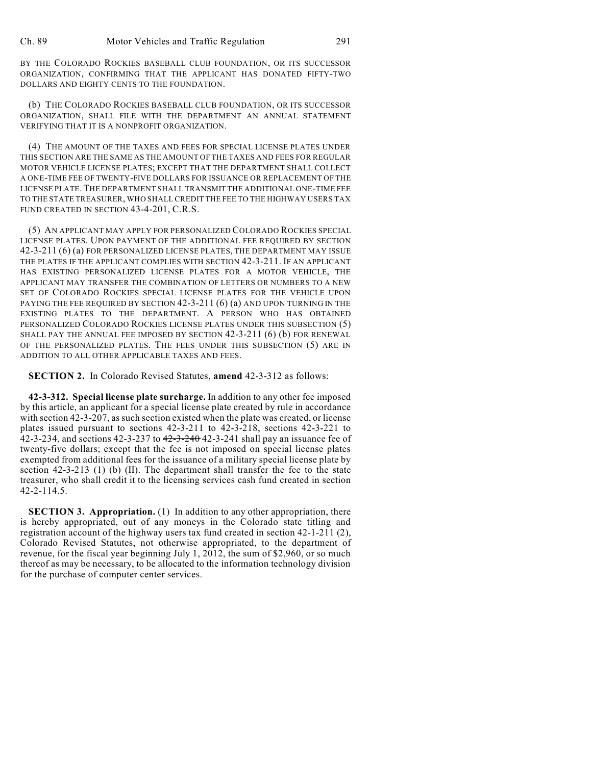BY THE COLORADO ROCKIES BASEBALL CLUB FOUNDATION, OR ITS SUCCESSOR ORGANIZATION, CONFIRMING THAT THE APPLICANT HAS DONATED FIFTY-TWO DOLLARS AND EIGHTY CENTS TO THE FOUNDATION.

(b) THE COLORADO ROCKIES BASEBALL CLUB FOUNDATION, OR ITS SUCCESSOR ORGANIZATION, SHALL FILE WITH THE DEPARTMENT AN ANNUAL STATEMENT VERIFYING THAT IT IS A NONPROFIT ORGANIZATION.

(4) THE AMOUNT OF THE TAXES AND FEES FOR SPECIAL LICENSE PLATES UNDER THIS SECTION ARE THE SAME AS THE AMOUNT OF THE TAXES AND FEES FOR REGULAR MOTOR VEHICLE LICENSE PLATES; EXCEPT THAT THE DEPARTMENT SHALL COLLECT A ONE-TIME FEE OF TWENTY-FIVE DOLLARS FOR ISSUANCE OR REPLACEMENT OF THE LICENSE PLATE. THE DEPARTMENT SHALL TRANSMIT THE ADDITIONAL ONE-TIME FEE TO THE STATE TREASURER, WHO SHALL CREDIT THE FEE TO THE HIGHWAY USERS TAX FUND CREATED IN SECTION 43-4-201, C.R.S.

(5) AN APPLICANT MAY APPLY FOR PERSONALIZED COLORADO ROCKIES SPECIAL LICENSE PLATES. UPON PAYMENT OF THE ADDITIONAL FEE REQUIRED BY SECTION 42-3-211 (6) (a) FOR PERSONALIZED LICENSE PLATES, THE DEPARTMENT MAY ISSUE THE PLATES IF THE APPLICANT COMPLIES WITH SECTION 42-3-211. IF AN APPLICANT HAS EXISTING PERSONALIZED LICENSE PLATES FOR A MOTOR VEHICLE, THE APPLICANT MAY TRANSFER THE COMBINATION OF LETTERS OR NUMBERS TO A NEW SET OF COLORADO ROCKIES SPECIAL LICENSE PLATES FOR THE VEHICLE UPON PAYING THE FEE REQUIRED BY SECTION 42-3-211 (6) (a) AND UPON TURNING IN THE EXISTING PLATES TO THE DEPARTMENT. A PERSON WHO HAS OBTAINED PERSONALIZED COLORADO ROCKIES LICENSE PLATES UNDER THIS SUBSECTION (5) SHALL PAY THE ANNUAL FEE IMPOSED BY SECTION 42-3-211 (6) (b) FOR RENEWAL OF THE PERSONALIZED PLATES. THE FEES UNDER THIS SUBSECTION (5) ARE IN ADDITION TO ALL OTHER APPLICABLE TAXES AND FEES.

**SECTION 2.** In Colorado Revised Statutes, **amend** 42-3-312 as follows:

**42-3-312. Special license plate surcharge.** In addition to any other fee imposed by this article, an applicant for a special license plate created by rule in accordance with section 42-3-207, as such section existed when the plate was created, or license plates issued pursuant to sections 42-3-211 to 42-3-218, sections 42-3-221 to 42-3-234, and sections 42-3-237 to ~~42-3-240~~ 42-3-241 shall pay an issuance fee of twenty-five dollars; except that the fee is not imposed on special license plates exempted from additional fees for the issuance of a military special license plate by section 42-3-213 (1) (b) (II). The department shall transfer the fee to the state treasurer, who shall credit it to the licensing services cash fund created in section 42-2-114.5.

**SECTION 3. Appropriation.** (1) In addition to any other appropriation, there is hereby appropriated, out of any moneys in the Colorado state titling and registration account of the highway users tax fund created in section 42-1-211 (2), Colorado Revised Statutes, not otherwise appropriated, to the department of revenue, for the fiscal year beginning July 1, 2012, the sum of $2,960, or so much thereof as may be necessary, to be allocated to the information technology division for the purchase of computer center services.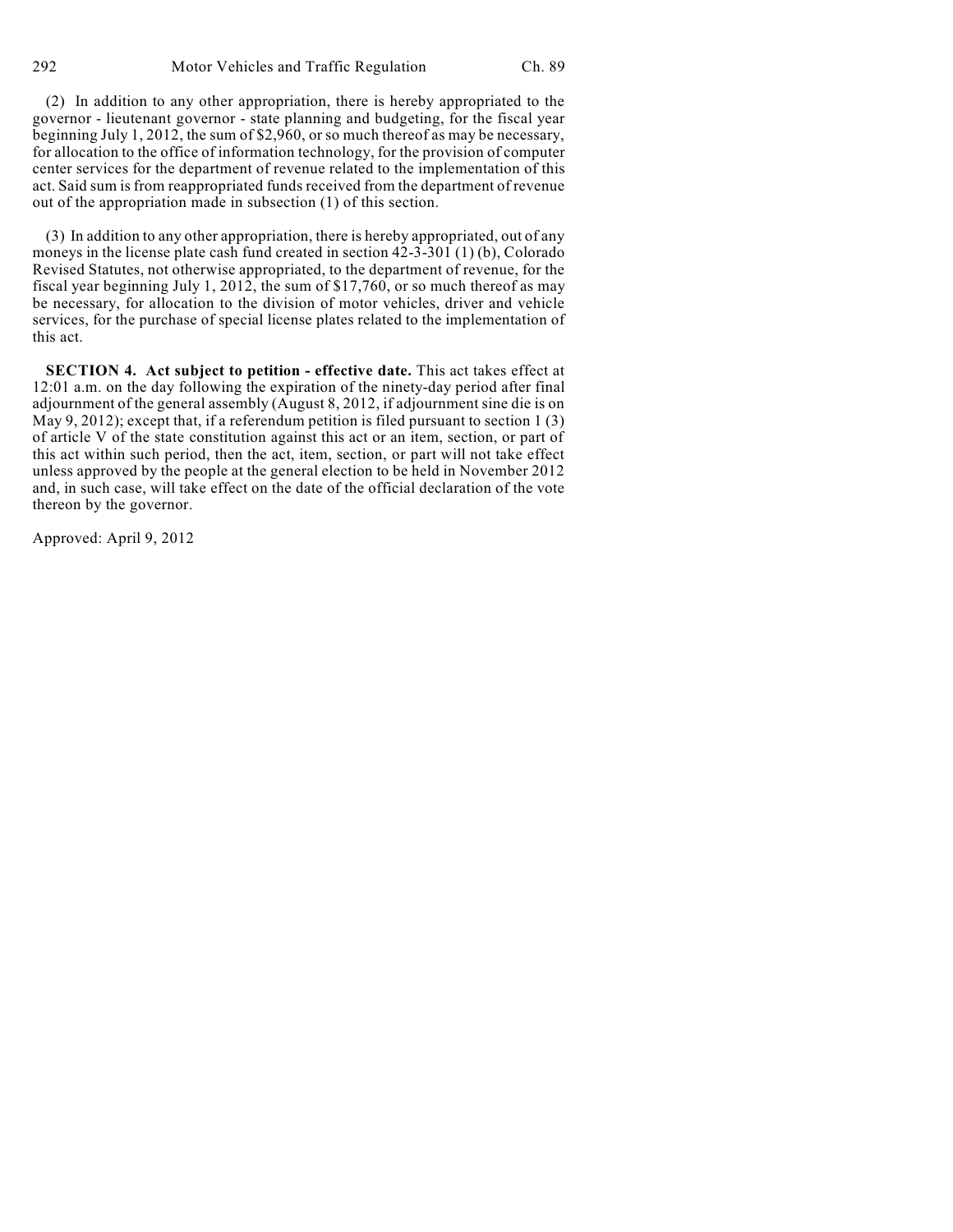(2) In addition to any other appropriation, there is hereby appropriated to the governor - lieutenant governor - state planning and budgeting, for the fiscal year beginning July 1, 2012, the sum of $2,960, or so much thereof as may be necessary, for allocation to the office of information technology, for the provision of computer center services for the department of revenue related to the implementation of this act. Said sum is from reappropriated funds received from the department of revenue out of the appropriation made in subsection (1) of this section.

(3) In addition to any other appropriation, there is hereby appropriated, out of any moneys in the license plate cash fund created in section 42-3-301 (1) (b), Colorado Revised Statutes, not otherwise appropriated, to the department of revenue, for the fiscal year beginning July 1, 2012, the sum of $17,760, or so much thereof as may be necessary, for allocation to the division of motor vehicles, driver and vehicle services, for the purchase of special license plates related to the implementation of this act.

**SECTION 4. Act subject to petition - effective date.** This act takes effect at 12:01 a.m. on the day following the expiration of the ninety-day period after final adjournment of the general assembly (August 8, 2012, if adjournment sine die is on May 9, 2012); except that, if a referendum petition is filed pursuant to section 1 (3) of article V of the state constitution against this act or an item, section, or part of this act within such period, then the act, item, section, or part will not take effect unless approved by the people at the general election to be held in November 2012 and, in such case, will take effect on the date of the official declaration of the vote thereon by the governor.

Approved: April 9, 2012